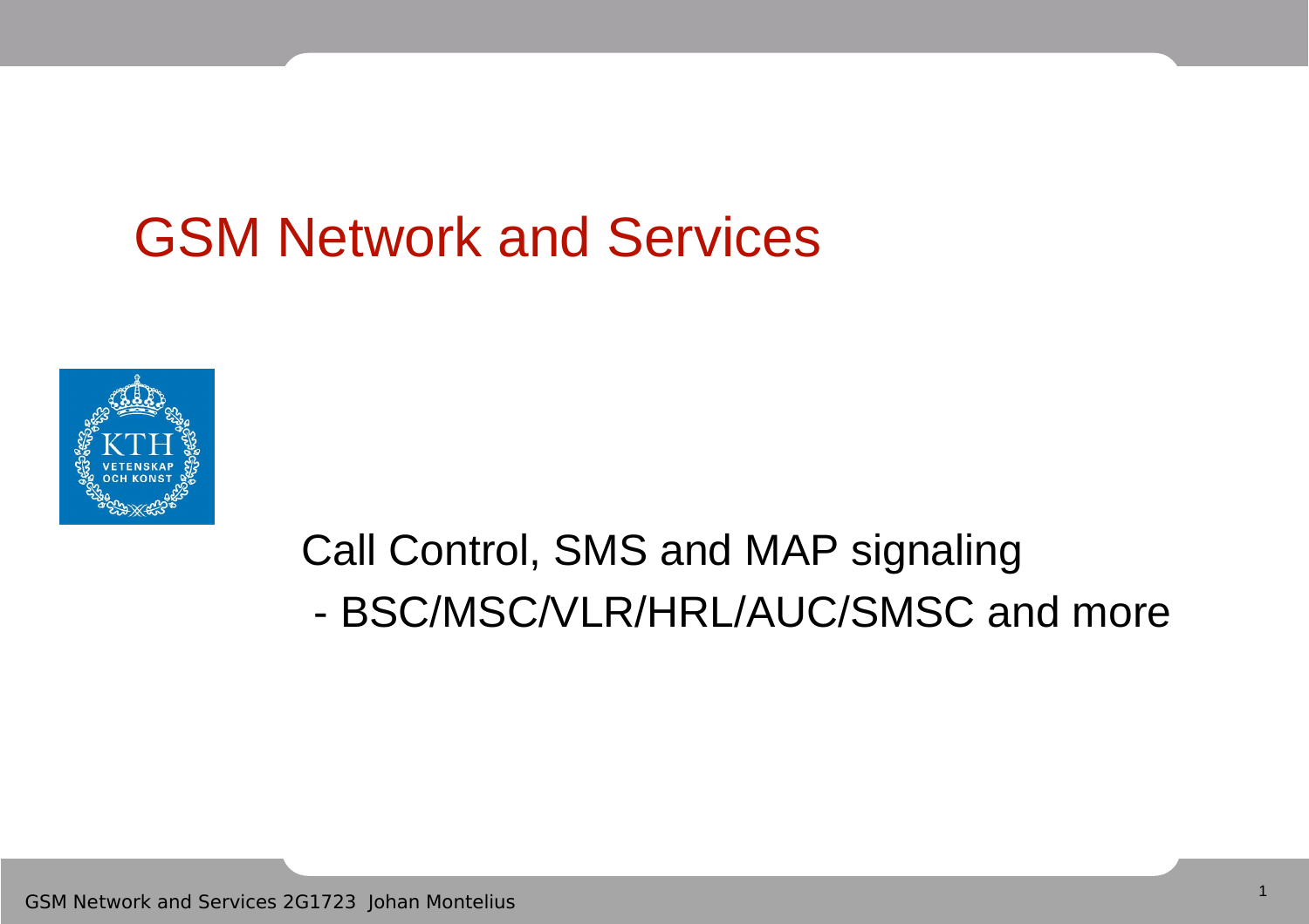# GSM Network and Services

Call Control, SMS and MAP signaling

- BSC/MSC/VLR/HRL/AUC/SMSC and more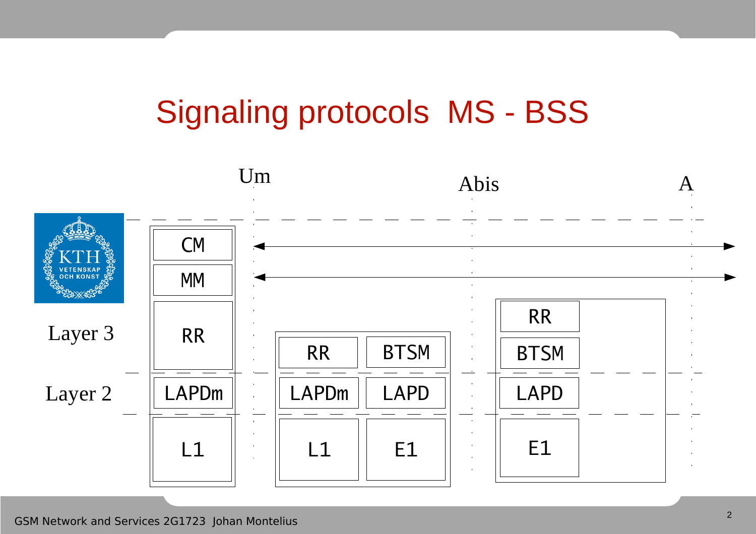# Signaling protocols MS - BSS

Um — Abis — A

| | MS | BTS | | BSC |
|---|---|---|---|---|
| Layer 3 | CM | | | |
| | MM | | | |
| | RR | RR | BTSM | RR |
| | | | | BTSM |
| Layer 2 | LAPDm | LAPDm | LAPD | LAPD |
| | L1 | L1 | E1 | E1 |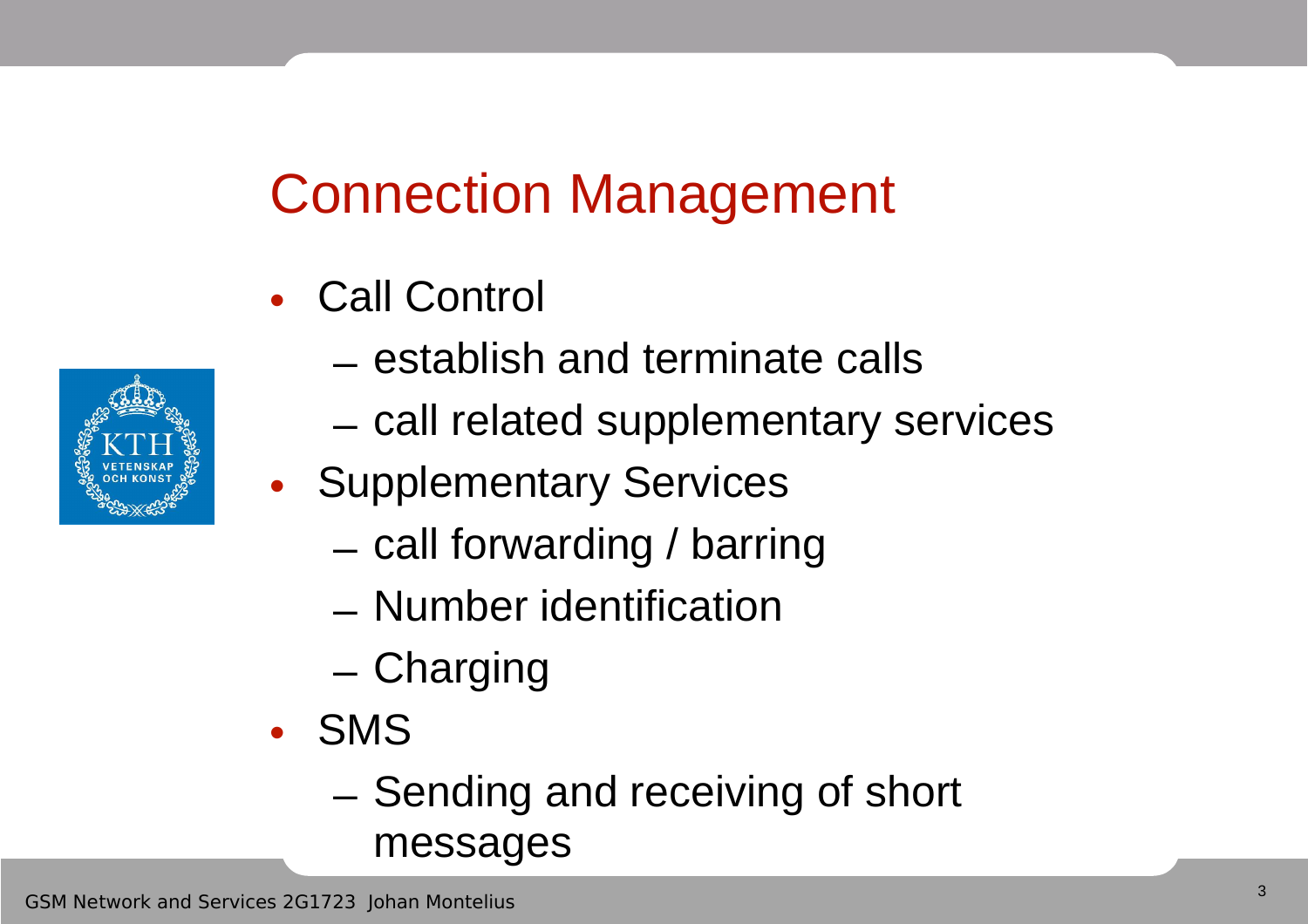# Connection Management

- Call Control
  - establish and terminate calls
  - call related supplementary services
- Supplementary Services
  - call forwarding / barring
  - Number identification
  - Charging
- SMS
  - Sending and receiving of short messages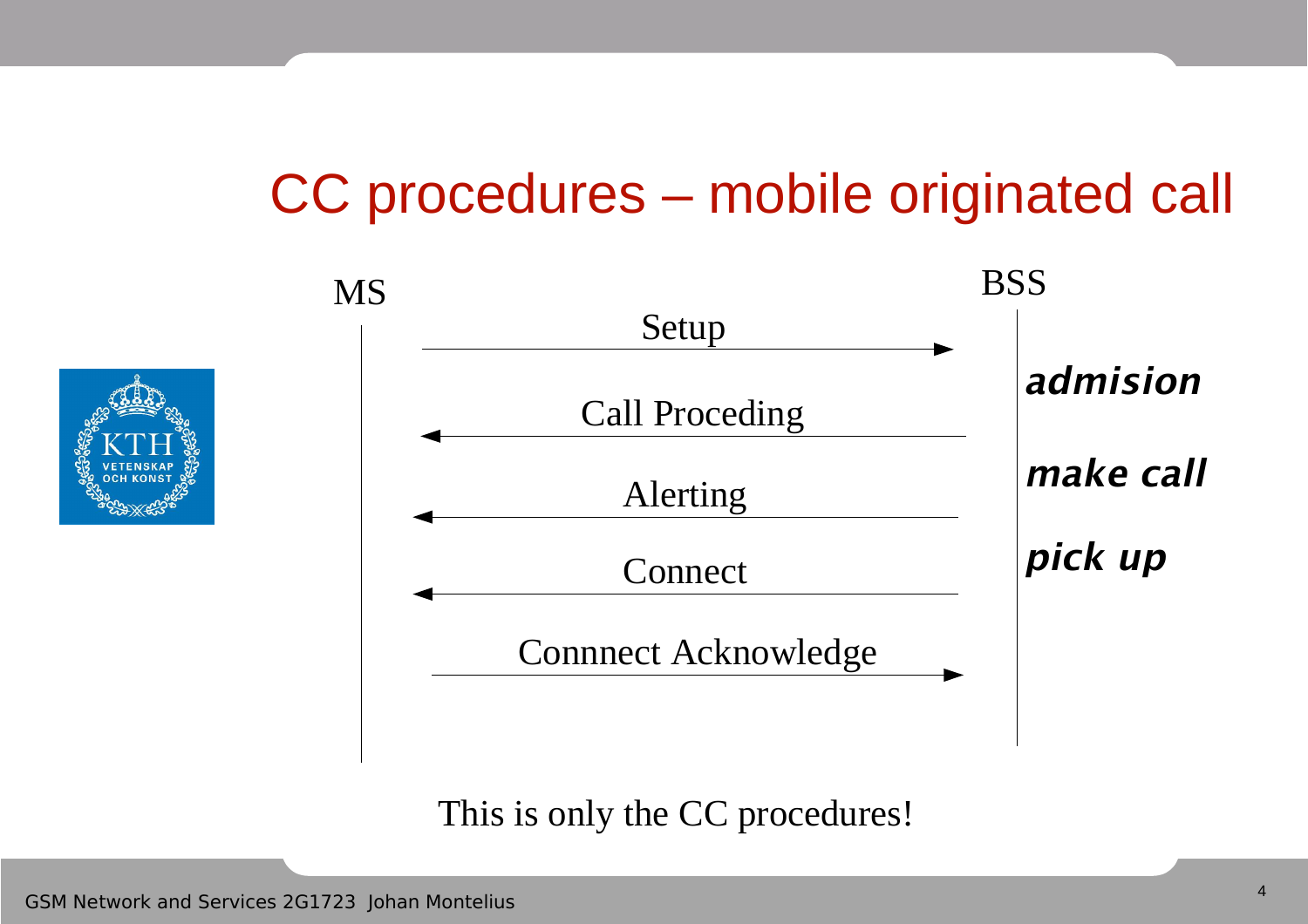# CC procedures – mobile originated call

MS → BSS: Setup

BSS → MS: Call Proceding

BSS → MS: Alerting

BSS → MS: Connect

MS → BSS: Connnect Acknowledge

***admision***

***make call***

***pick up***

This is only the CC procedures!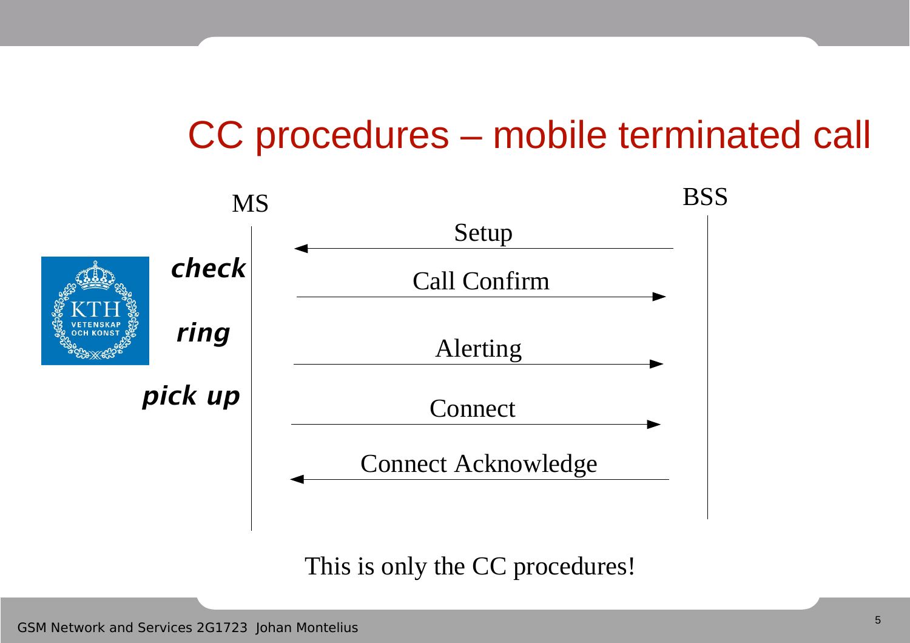# CC procedures – mobile terminated call

| MS | | Direction | BSS |
| --- | --- | --- | --- |
| | Setup | ← | |
| *check* | Call Confirm | → | |
| *ring* | Alerting | → | |
| *pick up* | Connect | → | |
| | Connect Acknowledge | ← | |

This is only the CC procedures!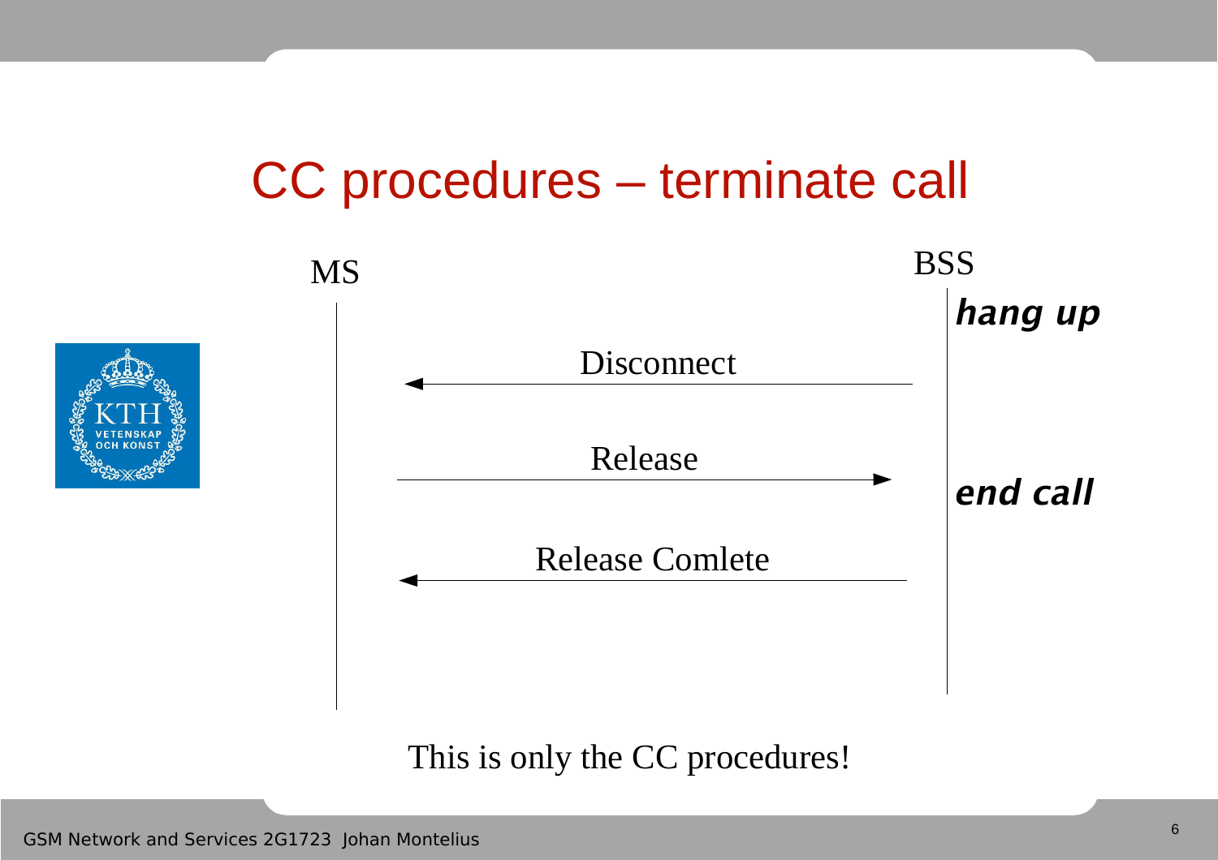# CC procedures – terminate call

MS

BSS

***hang up***

Disconnect (BSS → MS)

Release (MS → BSS)

***end call***

Release Comlete (BSS → MS)

This is only the CC procedures!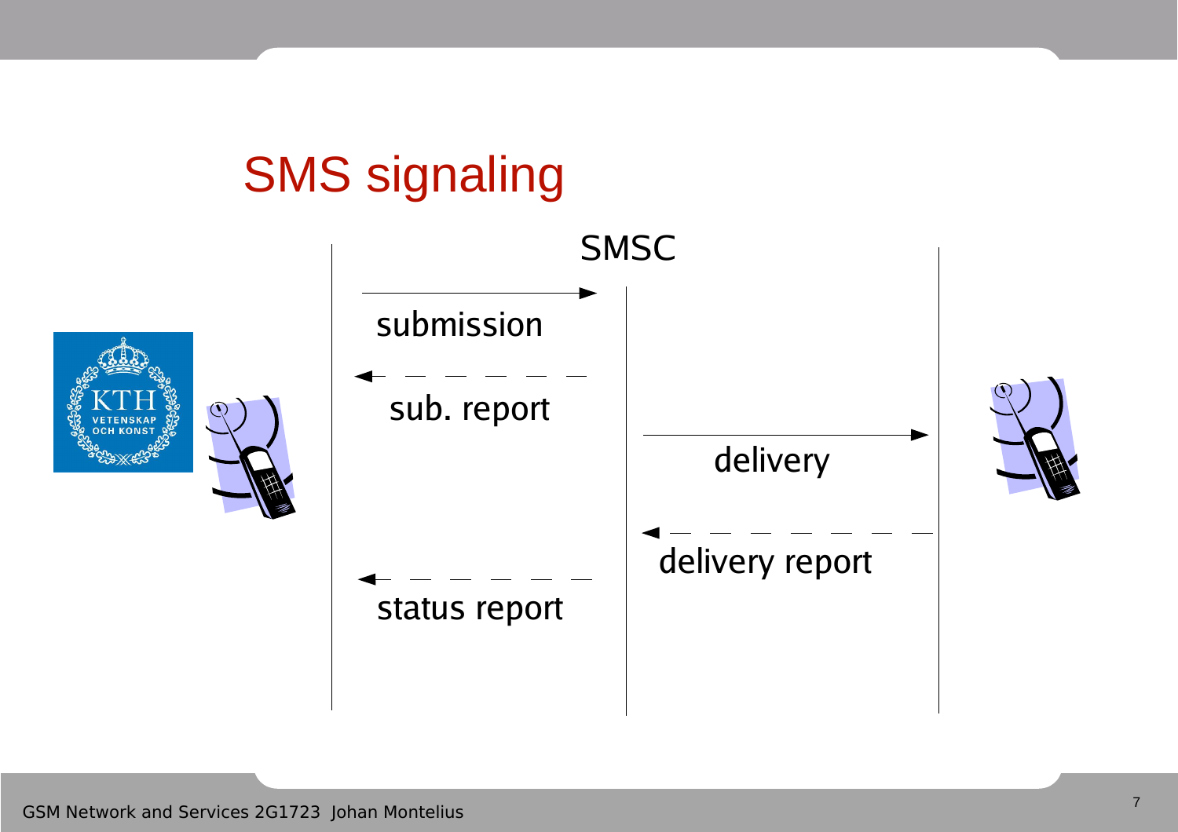# SMS signaling

SMSC

submission

sub. report

delivery

delivery report

status report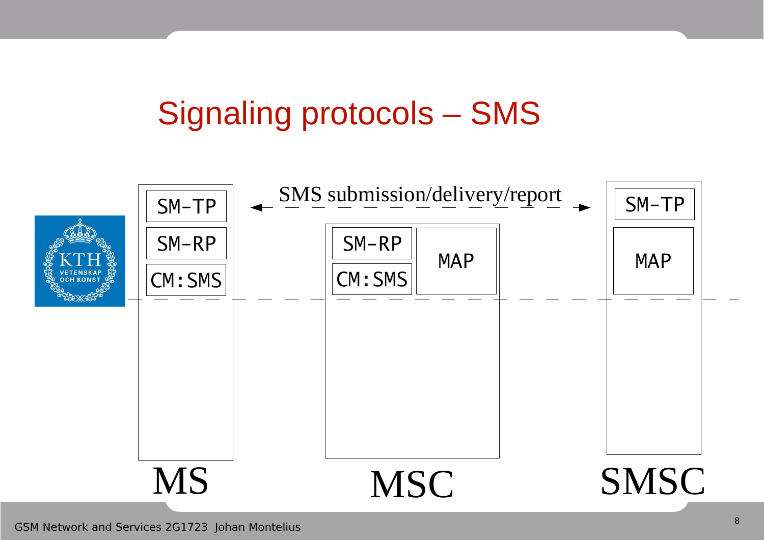# Signaling protocols – SMS

SMS submission/delivery/report

| MS | MSC | | SMSC |
|---|---|---|---|
| SM-TP | | | SM-TP |
| SM-RP | SM-RP | MAP | MAP |
| CM:SMS | CM:SMS | | |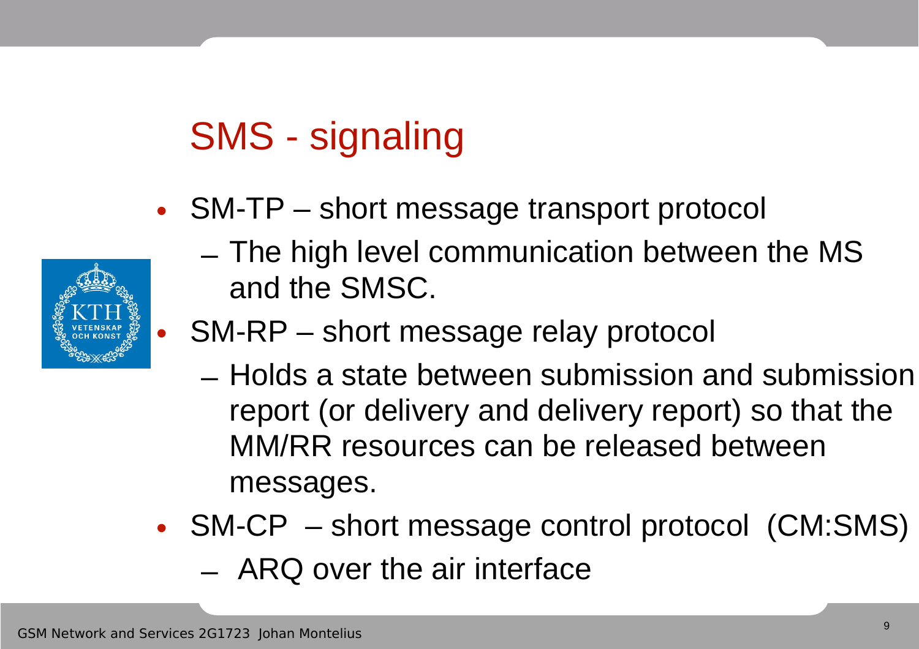# SMS - signaling

- SM-TP – short message transport protocol
  - The high level communication between the MS and the SMSC.
- SM-RP – short message relay protocol
  - Holds a state between submission and submission report (or delivery and delivery report) so that the MM/RR resources can be released between messages.
- SM-CP – short message control protocol (CM:SMS)
  - ARQ over the air interface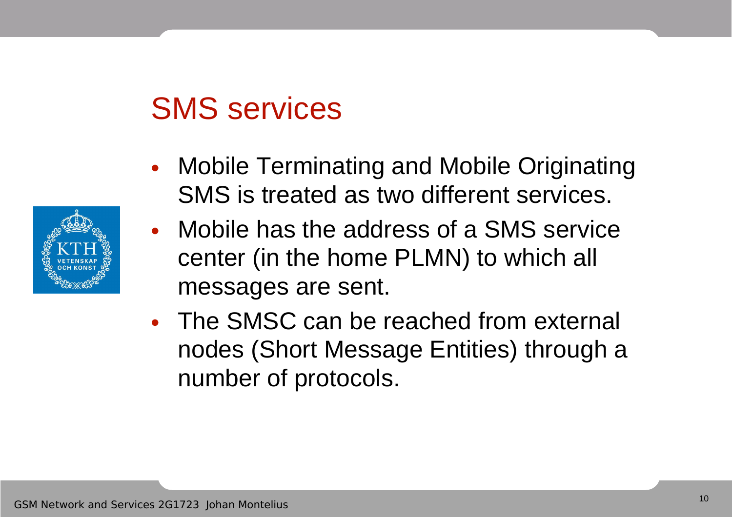# SMS services

- Mobile Terminating and Mobile Originating SMS is treated as two different services.
- Mobile has the address of a SMS service center (in the home PLMN) to which all messages are sent.
- The SMSC can be reached from external nodes (Short Message Entities) through a number of protocols.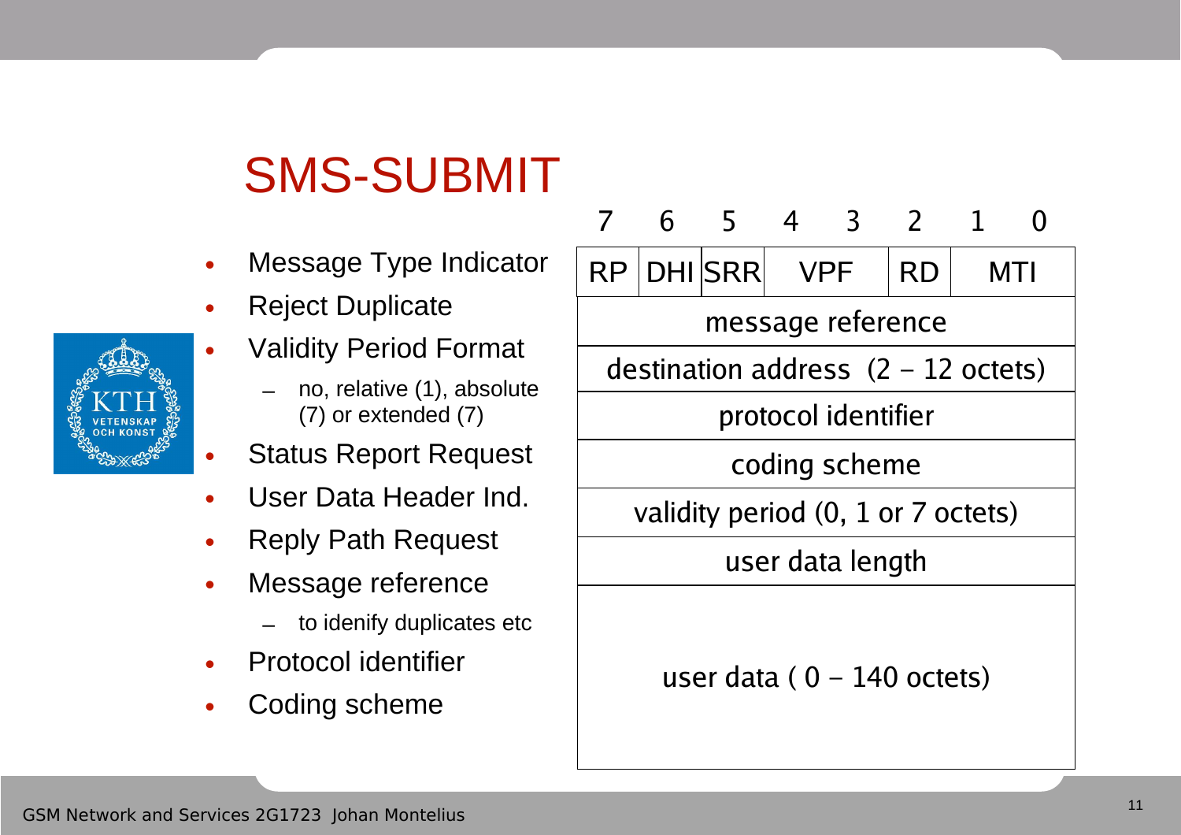# SMS-SUBMIT

- Message Type Indicator
- Reject Duplicate
- Validity Period Format
  - no, relative (1), absolute (7) or extended (7)
- Status Report Request
- User Data Header Ind.
- Reply Path Request
- Message reference
  - to idenify duplicates etc
- Protocol identifier
- Coding scheme

| 7 | 6 | 5 | 4 | 3 | 2 | 1 | 0 |
|---|---|---|---|---|---|---|---|
| RP | DHI | SRR | VPF | | RD | MTI | |
| message reference | | | | | | | |
| destination address (2 - 12 octets) | | | | | | | |
| protocol identifier | | | | | | | |
| coding scheme | | | | | | | |
| validity period (0, 1 or 7 octets) | | | | | | | |
| user data length | | | | | | | |
| user data ( 0 - 140 octets) | | | | | | | |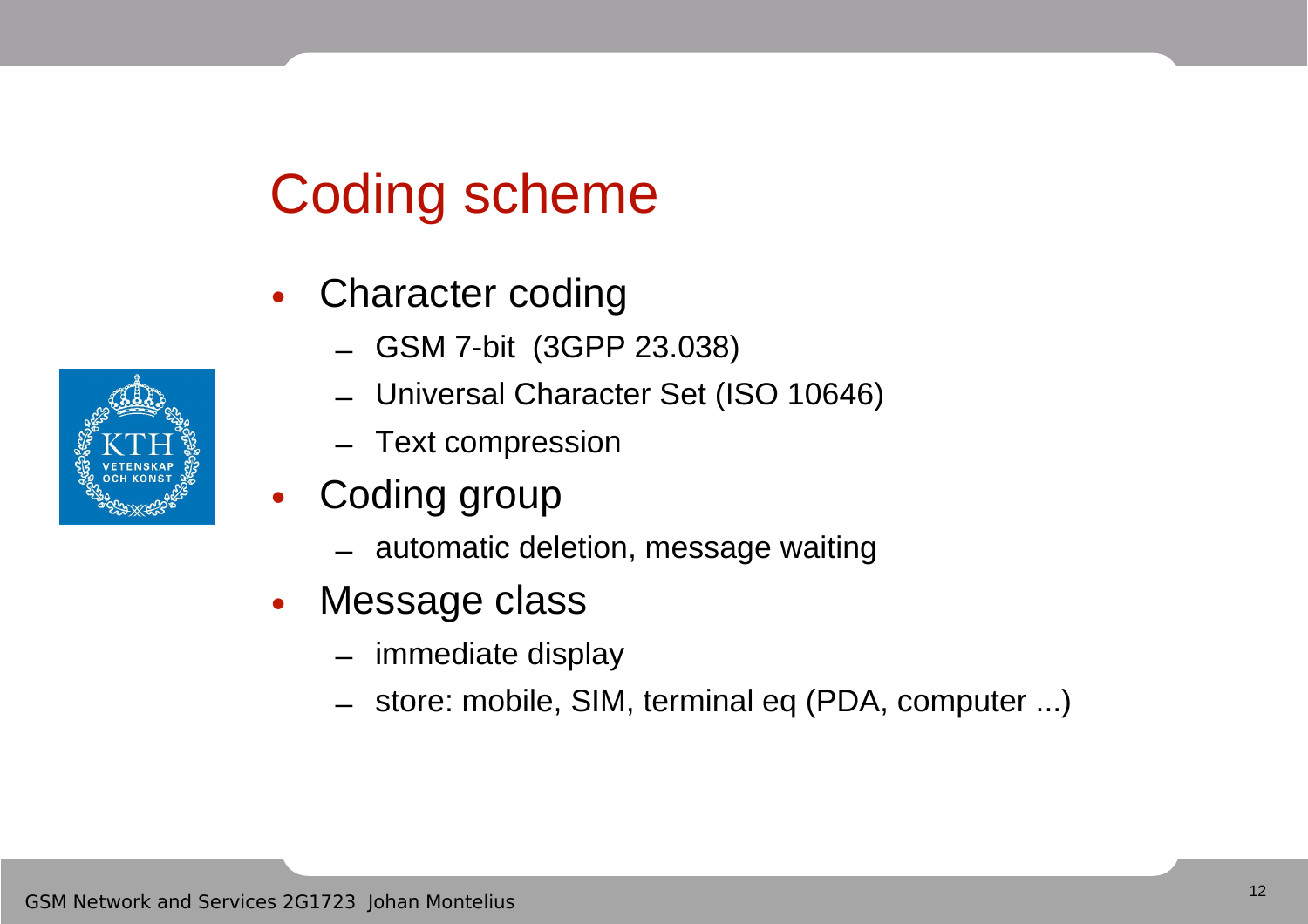# Coding scheme

- Character coding
  - GSM 7-bit (3GPP 23.038)
  - Universal Character Set (ISO 10646)
  - Text compression
- Coding group
  - automatic deletion, message waiting
- Message class
  - immediate display
  - store: mobile, SIM, terminal eq (PDA, computer ...)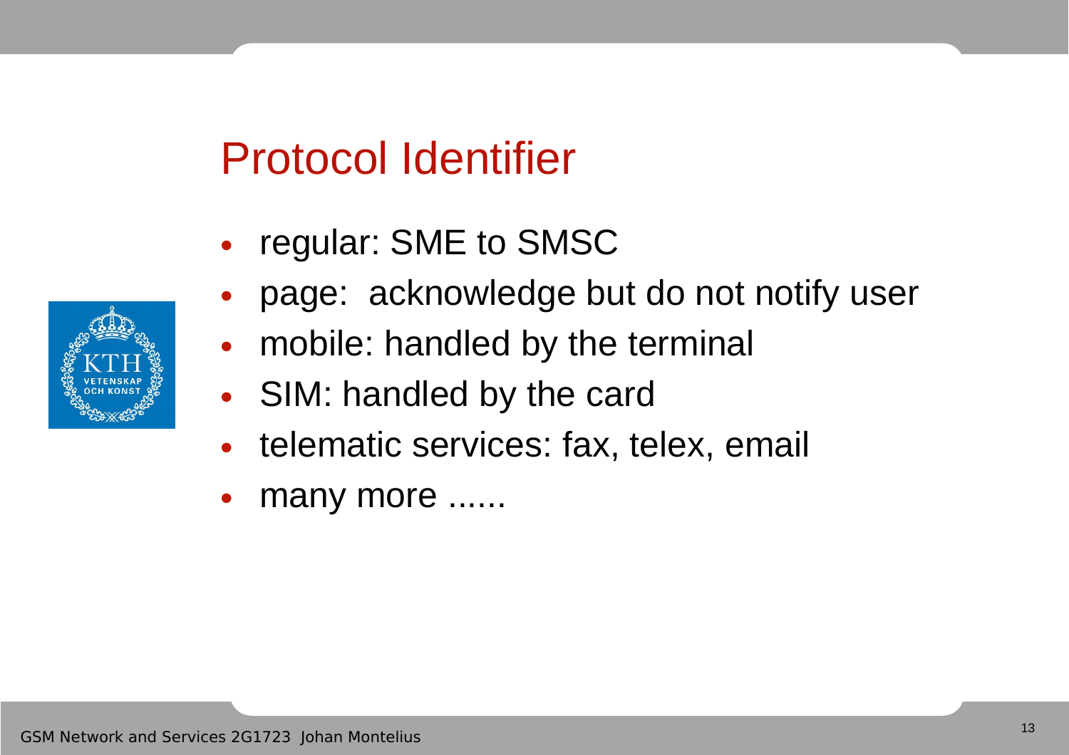# Protocol Identifier

- regular: SME to SMSC
- page: acknowledge but do not notify user
- mobile: handled by the terminal
- SIM: handled by the card
- telematic services: fax, telex, email
- many more ......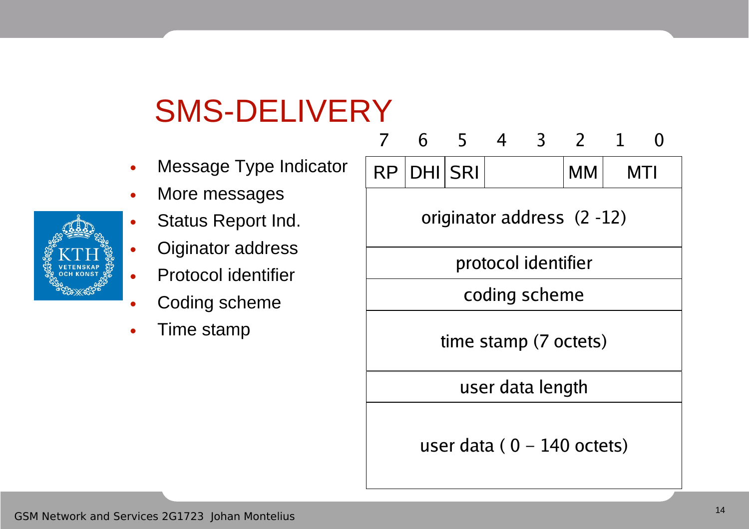# SMS-DELIVERY

- Message Type Indicator
- More messages
- Status Report Ind.
- Oiginator address
- Protocol identifier
- Coding scheme
- Time stamp

| 7 | 6 | 5 | 4 | 3 | 2 | 1 | 0 |
|---|---|---|---|---|---|---|---|
| RP | DHI | SRI | | | MM | MTI | |
| originator address (2 -12) | | | | | | | |
| protocol identifier | | | | | | | |
| coding scheme | | | | | | | |
| time stamp (7 octets) | | | | | | | |
| user data length | | | | | | | |
| user data ( 0 – 140 octets) | | | | | | | |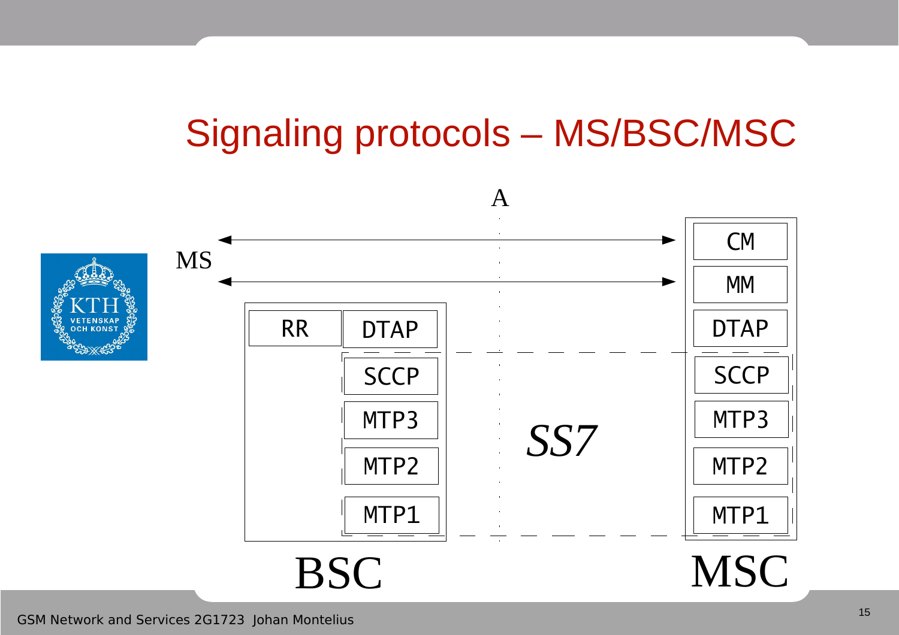# Signaling protocols – MS/BSC/MSC

A

MS

| BSC | | | MSC |
|---|---|---|---|
| RR | DTAP | | CM |
| | | | MM |
| | | | DTAP |
| | SCCP | SS7 | SCCP |
| | MTP3 | | MTP3 |
| | MTP2 | | MTP2 |
| | MTP1 | | MTP1 |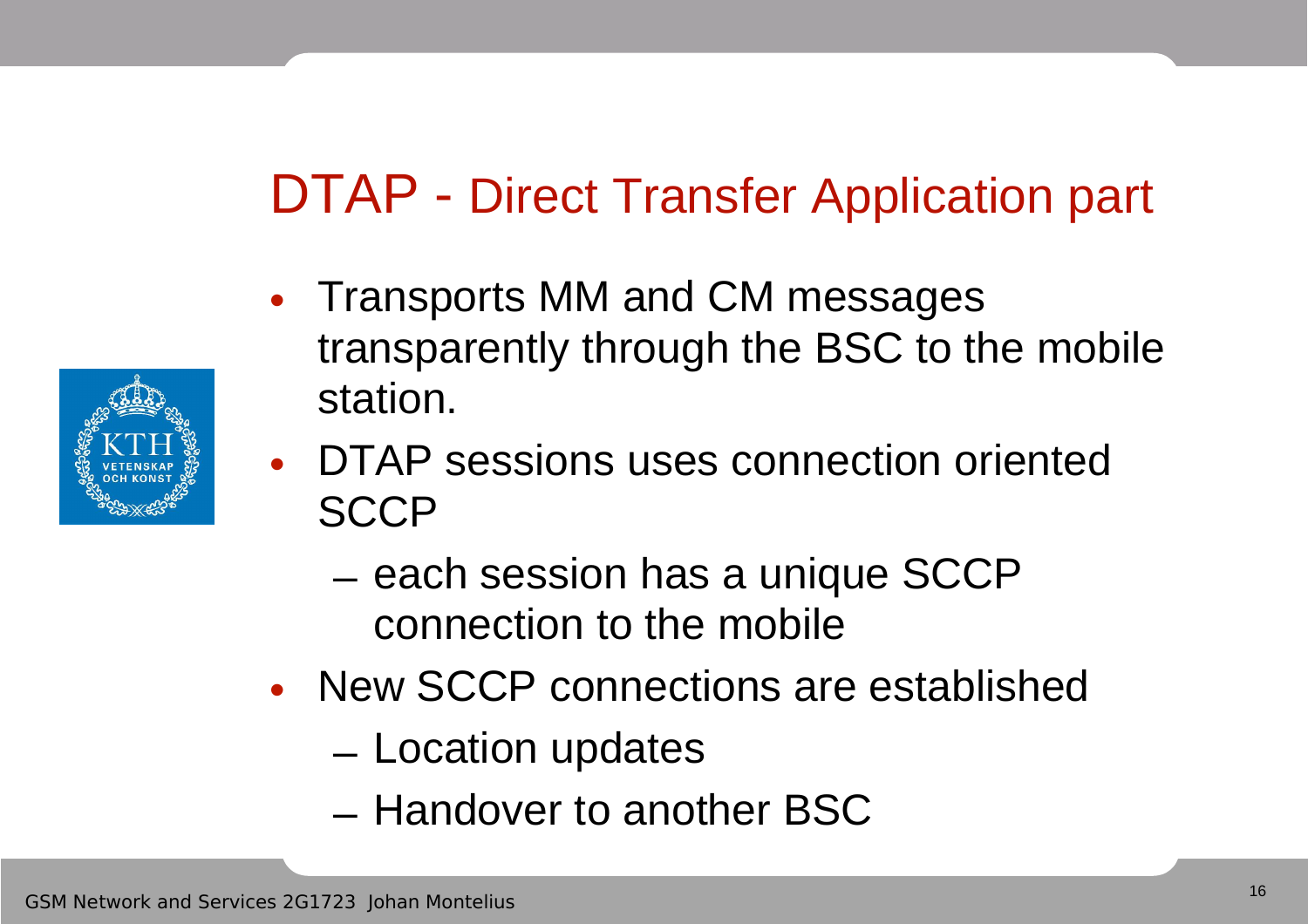# DTAP - Direct Transfer Application part

- Transports MM and CM messages transparently through the BSC to the mobile station.
- DTAP sessions uses connection oriented SCCP
  - each session has a unique SCCP connection to the mobile
- New SCCP connections are established
  - Location updates
  - Handover to another BSC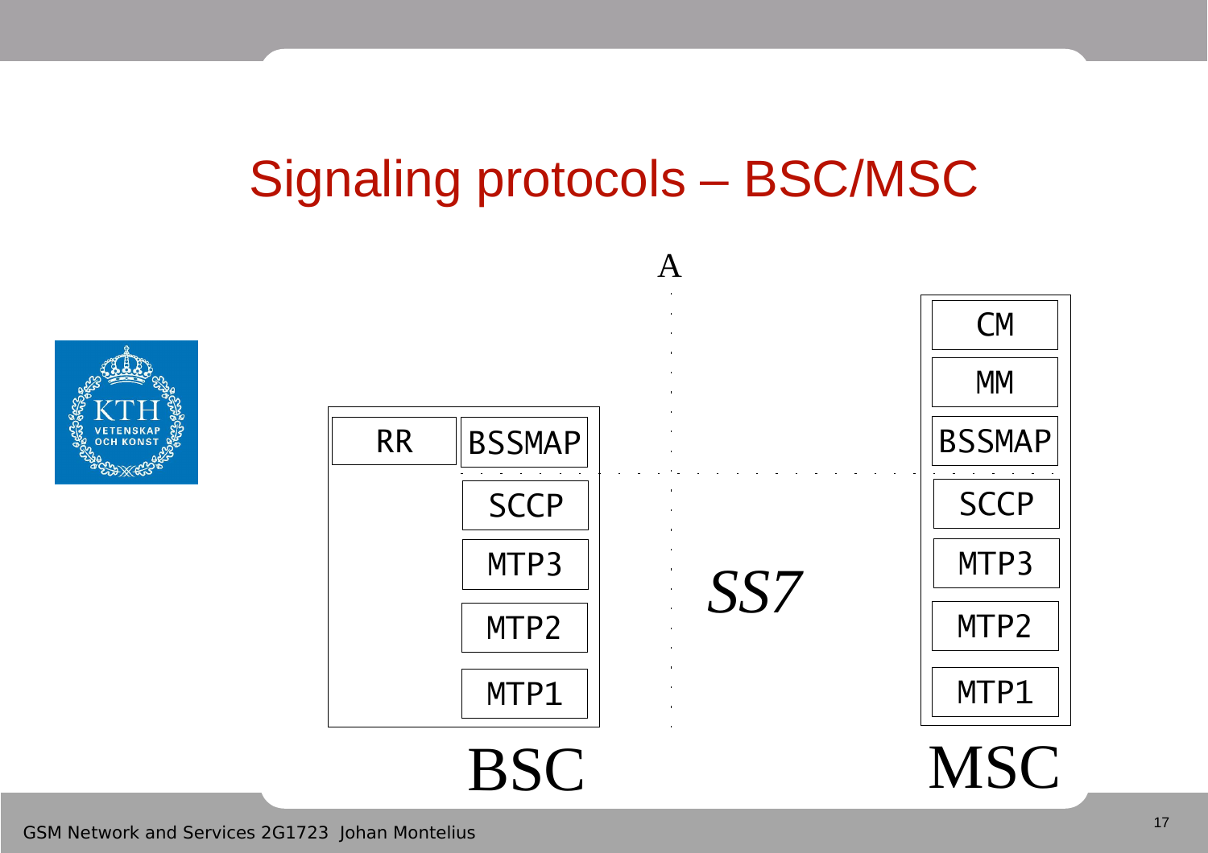# Signaling protocols – BSC/MSC

A

| BSC | | MSC |
|---|---|---|
| RR | BSSMAP | CM |
| | SCCP | MM |
| | MTP3 | BSSMAP |
| | MTP2 | SCCP |
| | MTP1 | MTP3 |
| | | MTP2 |
| | | MTP1 |

*SS7*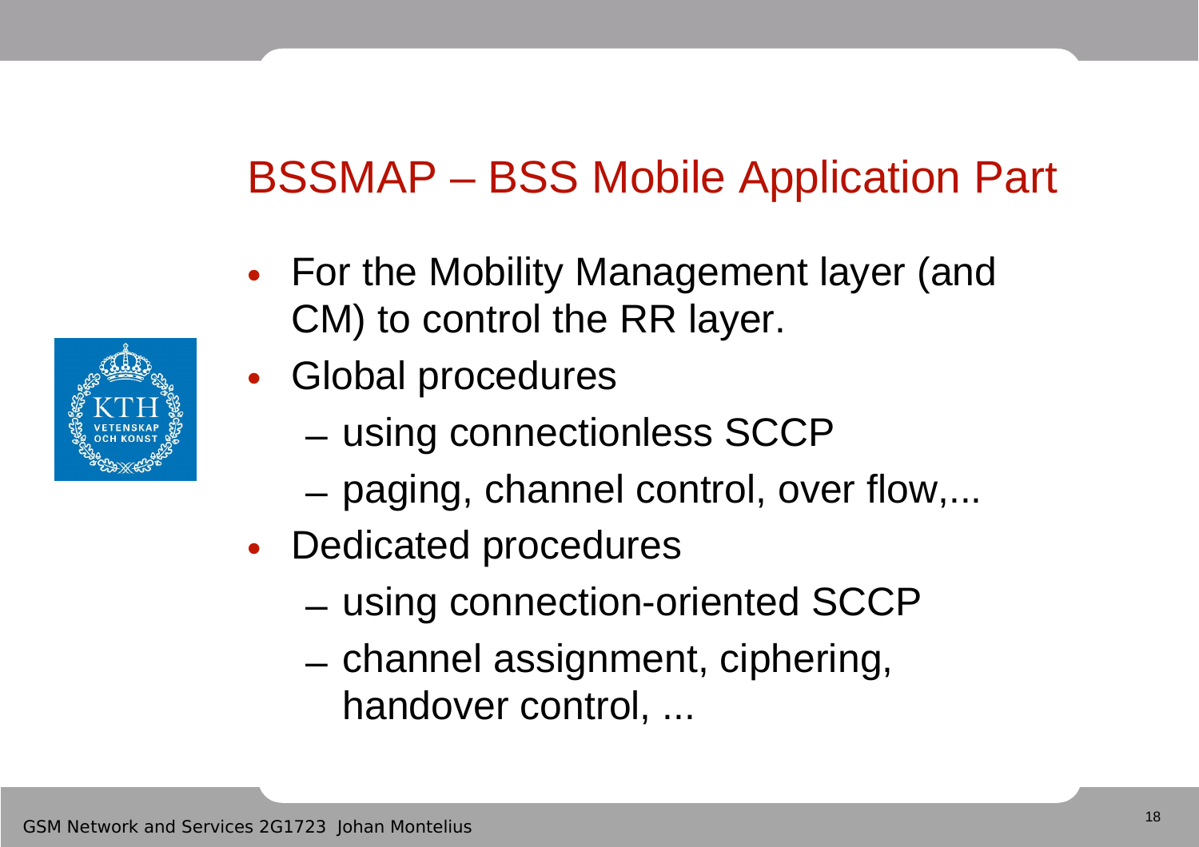# BSSMAP – BSS Mobile Application Part

- For the Mobility Management layer (and CM) to control the RR layer.
- Global procedures
  - using connectionless SCCP
  - paging, channel control, over flow,...
- Dedicated procedures
  - using connection-oriented SCCP
  - channel assignment, ciphering, handover control, ...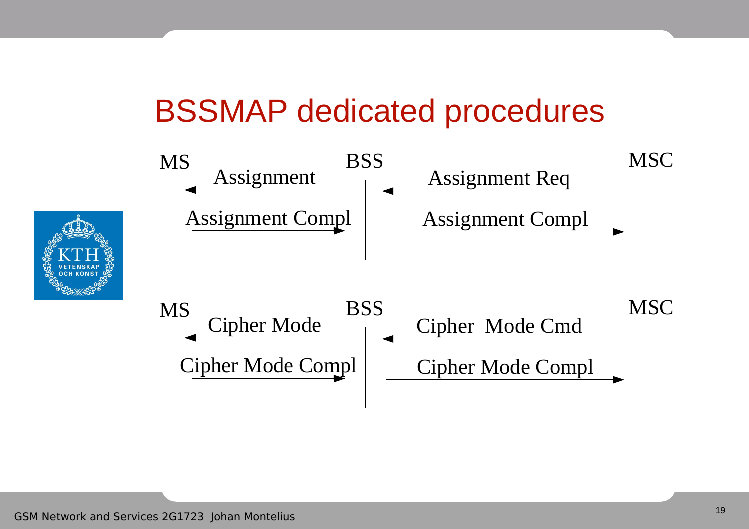# BSSMAP dedicated procedures

MS — BSS — MSC

- MSC → BSS: Assignment Req
- BSS → MS: Assignment
- MS → BSS: Assignment Compl
- BSS → MSC: Assignment Compl

MS — BSS — MSC

- MSC → BSS: Cipher Mode Cmd
- BSS → MS: Cipher Mode
- MS → BSS: Cipher Mode Compl
- BSS → MSC: Cipher Mode Compl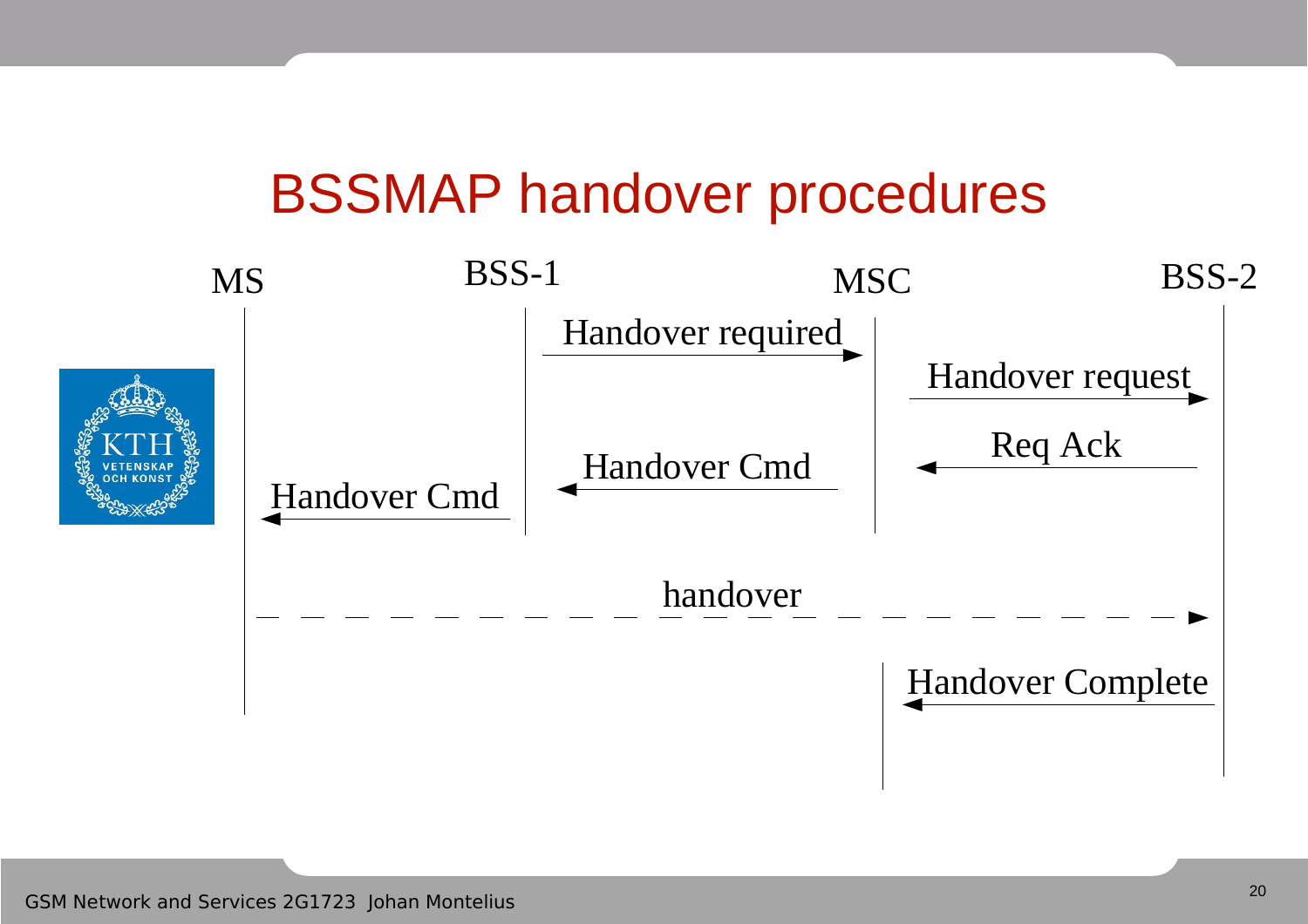# BSSMAP handover procedures

MS | BSS-1 | MSC | BSS-2

- Handover required (BSS-1 → MSC)
- Handover request (MSC → BSS-2)
- Req Ack (BSS-2 → MSC)
- Handover Cmd (MSC → BSS-1)
- Handover Cmd (BSS-1 → MS)
- handover (MS → BSS-2)
- Handover Complete (BSS-2 → MSC)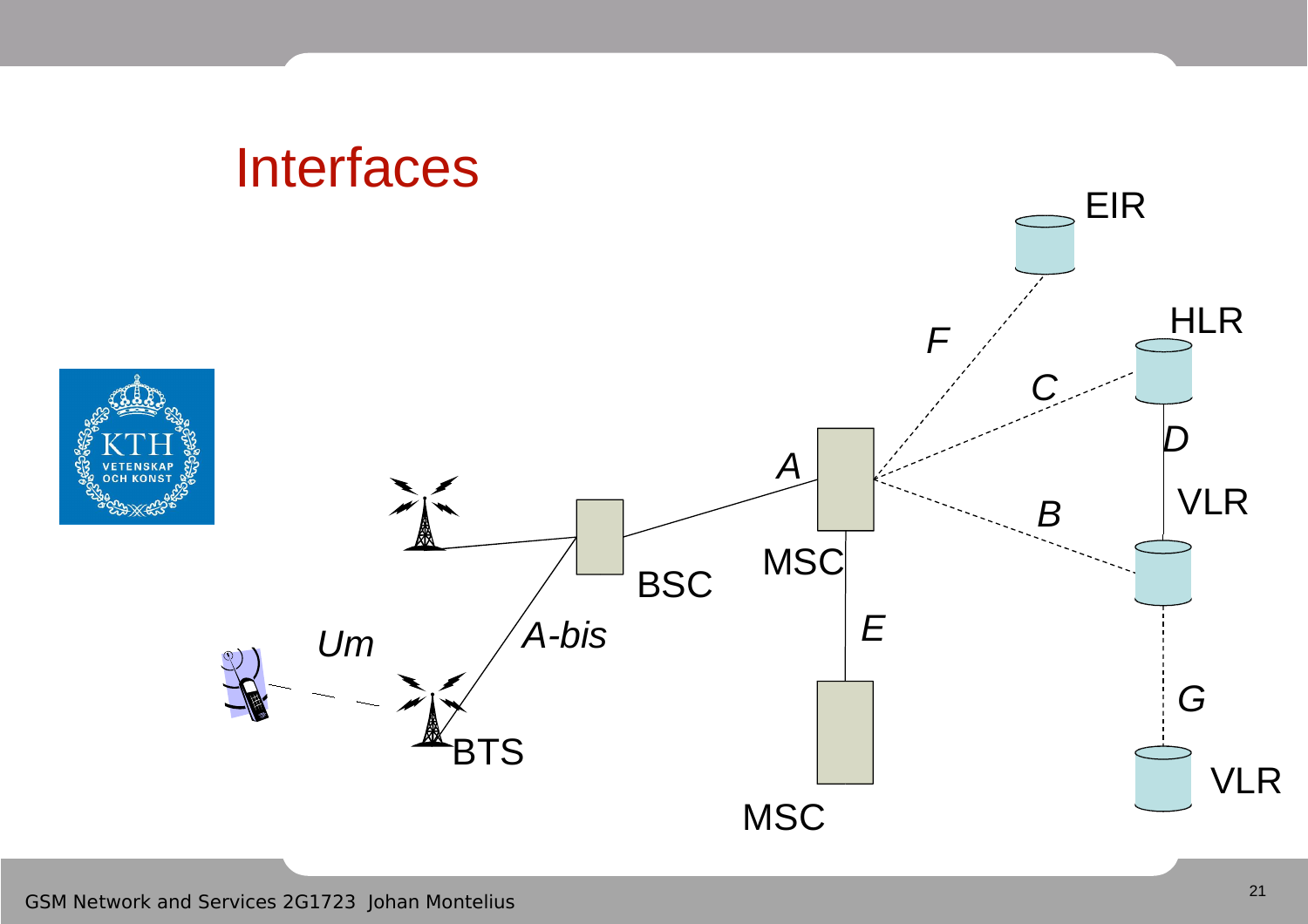# Interfaces

EIR

F

HLR

C

D

A

VLR

B

MSC

BSC

Um

A-bis

E

G

BTS

VLR

MSC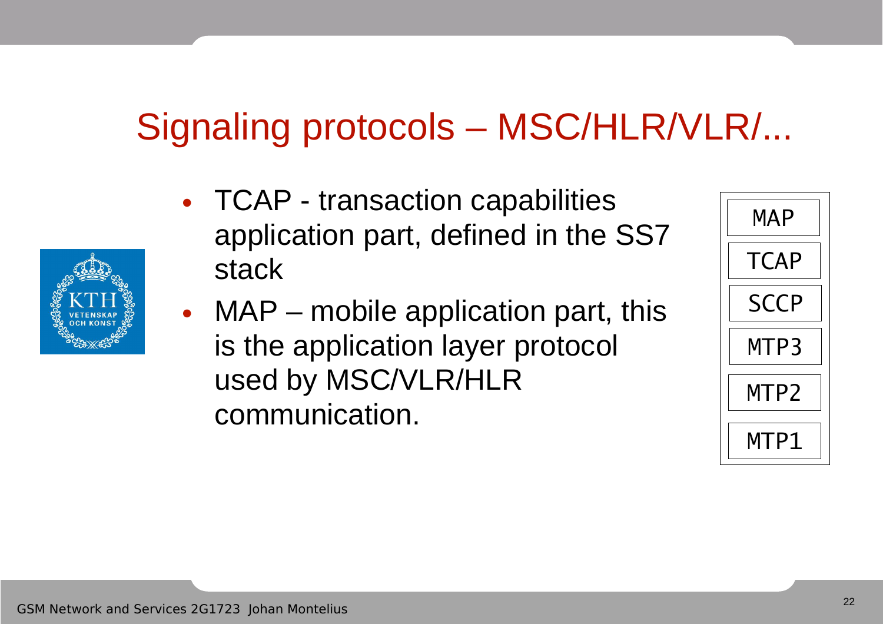# Signaling protocols – MSC/HLR/VLR/...

- TCAP - transaction capabilities application part, defined in the SS7 stack
- MAP – mobile application part, this is the application layer protocol used by MSC/VLR/HLR communication.

| MAP |
|---|
| TCAP |
| SCCP |
| MTP3 |
| MTP2 |
| MTP1 |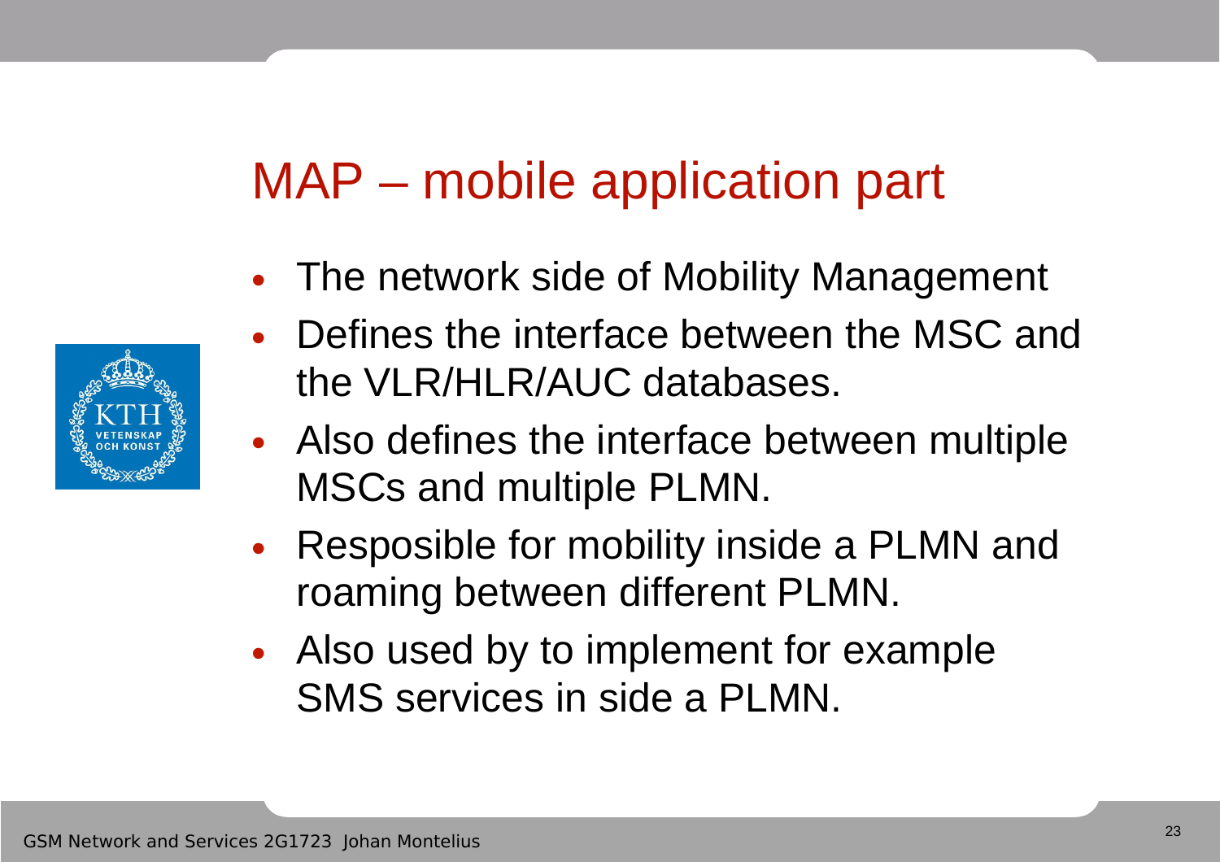# MAP – mobile application part

- The network side of Mobility Management
- Defines the interface between the MSC and the VLR/HLR/AUC databases.
- Also defines the interface between multiple MSCs and multiple PLMN.
- Resposible for mobility inside a PLMN and roaming between different PLMN.
- Also used by to implement for example SMS services in side a PLMN.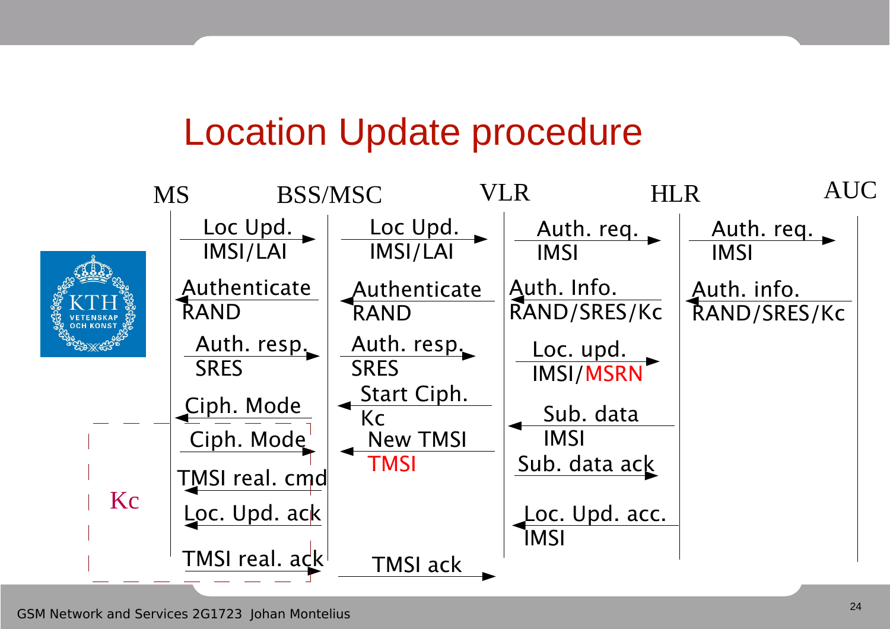# Location Update procedure

MS — BSS/MSC — VLR — HLR — AUC

- MS → BSS/MSC: Loc Upd. IMSI/LAI
- BSS/MSC → VLR: Loc Upd. IMSI/LAI
- VLR → HLR: Auth. req. IMSI
- HLR → AUC: Auth. req. IMSI
- AUC → HLR: Auth. info. RAND/SRES/Kc
- HLR → VLR: Auth. Info. RAND/SRES/Kc
- VLR → BSS/MSC: Authenticate RAND
- BSS/MSC → MS: Authenticate RAND
- MS → BSS/MSC: Auth. resp. SRES
- BSS/MSC → VLR: Auth. resp. SRES
- VLR → HLR: Loc. upd. IMSI/MSRN
- VLR → BSS/MSC: Start Ciph. Kc
- BSS/MSC → MS: Ciph. Mode
- HLR → VLR: Sub. data IMSI
- MS → BSS/MSC: Ciph. Mode
- VLR → BSS/MSC: New TMSI TMSI
- VLR → HLR: Sub. data ack
- BSS/MSC → MS: TMSI real. cmd
- HLR → VLR: Loc. Upd. acc. IMSI
- BSS/MSC → MS: Loc. Upd. ack
- MS → BSS/MSC: TMSI real. ack
- BSS/MSC → VLR: TMSI ack

Kc

GSM Network and Services 2G1723 Johan Montelius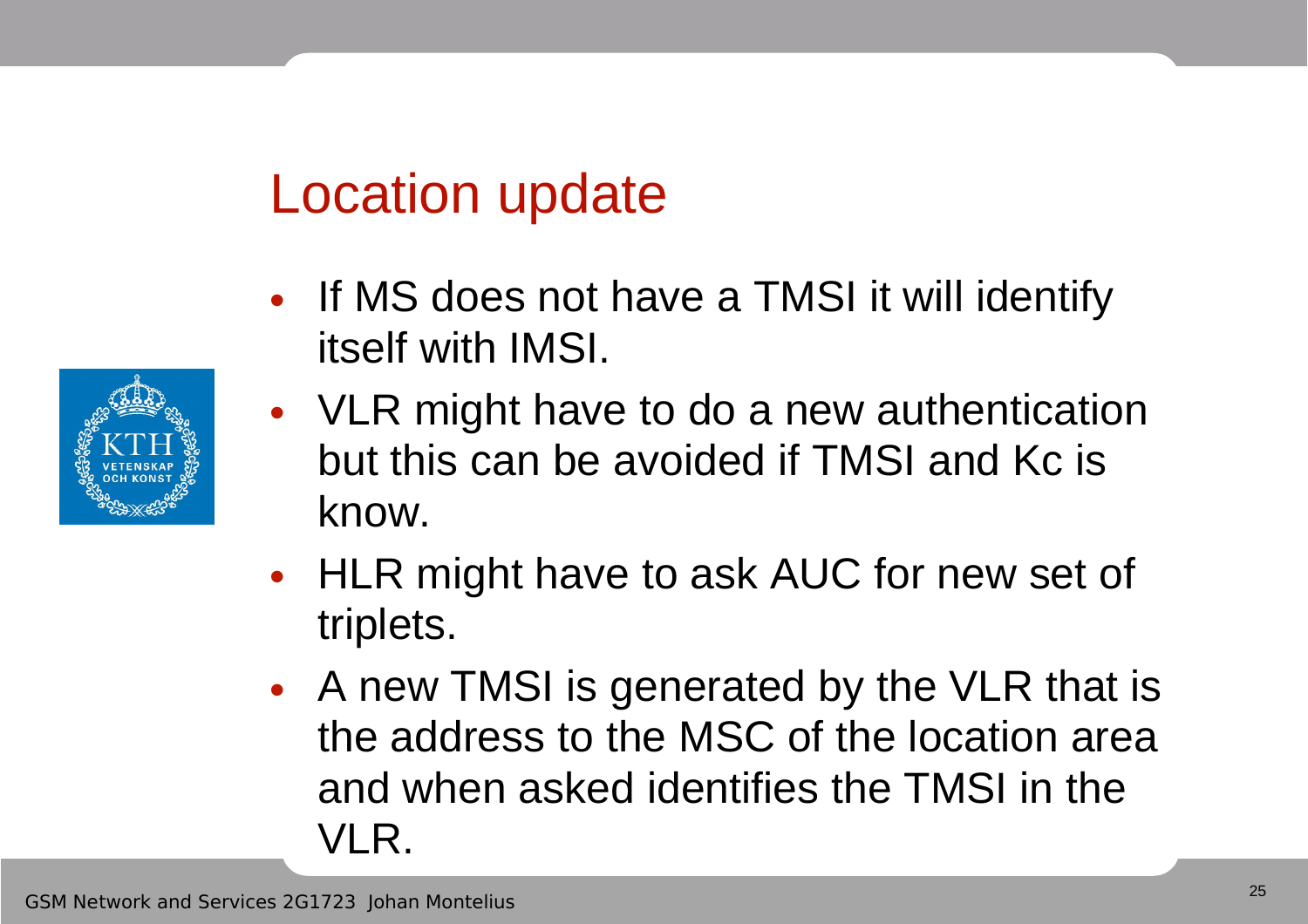# Location update

- If MS does not have a TMSI it will identify itself with IMSI.
- VLR might have to do a new authentication but this can be avoided if TMSI and Kc is know.
- HLR might have to ask AUC for new set of triplets.
- A new TMSI is generated by the VLR that is the address to the MSC of the location area and when asked identifies the TMSI in the VLR.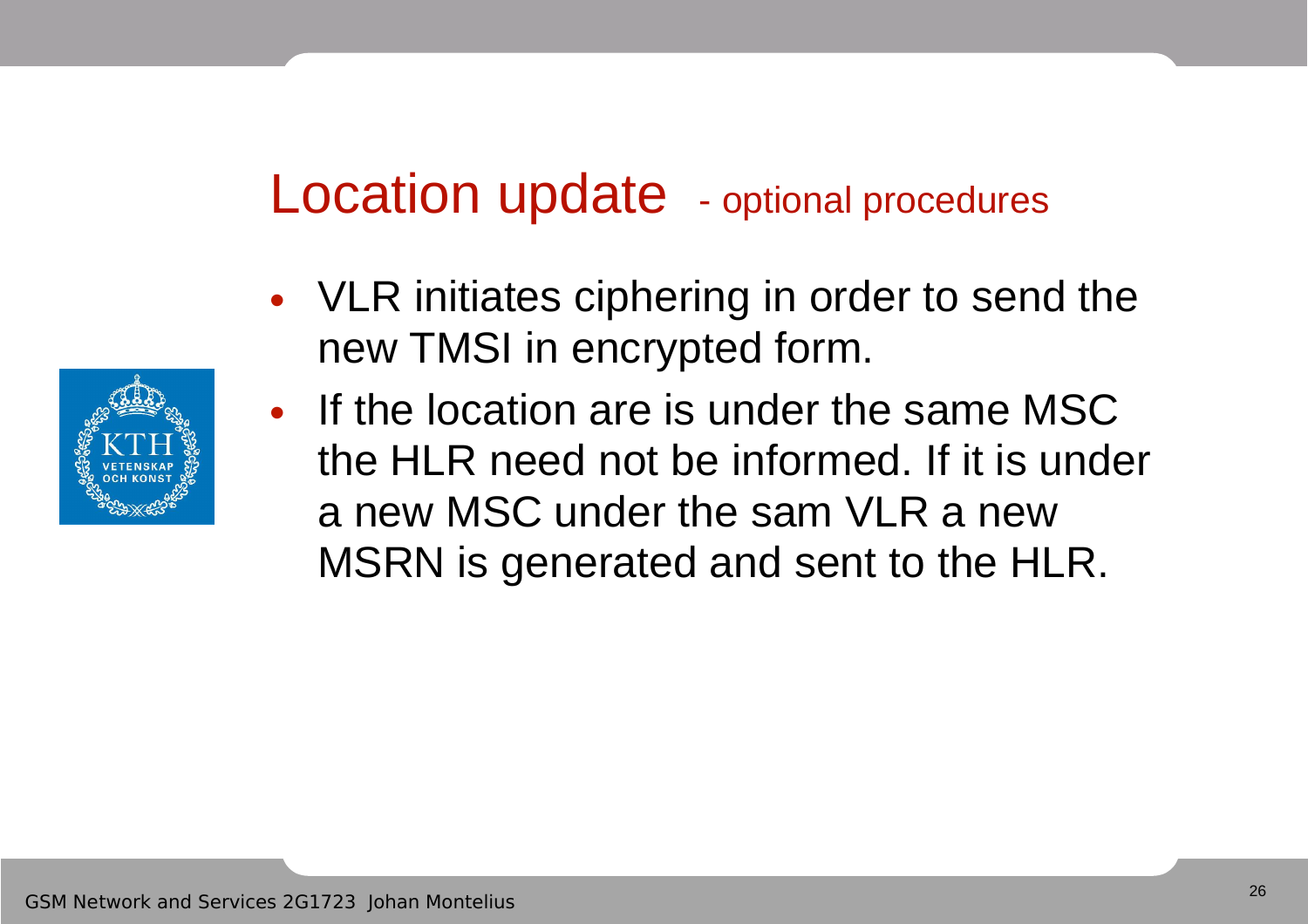# Location update - optional procedures

- VLR initiates ciphering in order to send the new TMSI in encrypted form.
- If the location are is under the same MSC the HLR need not be informed. If it is under a new MSC under the sam VLR a new MSRN is generated and sent to the HLR.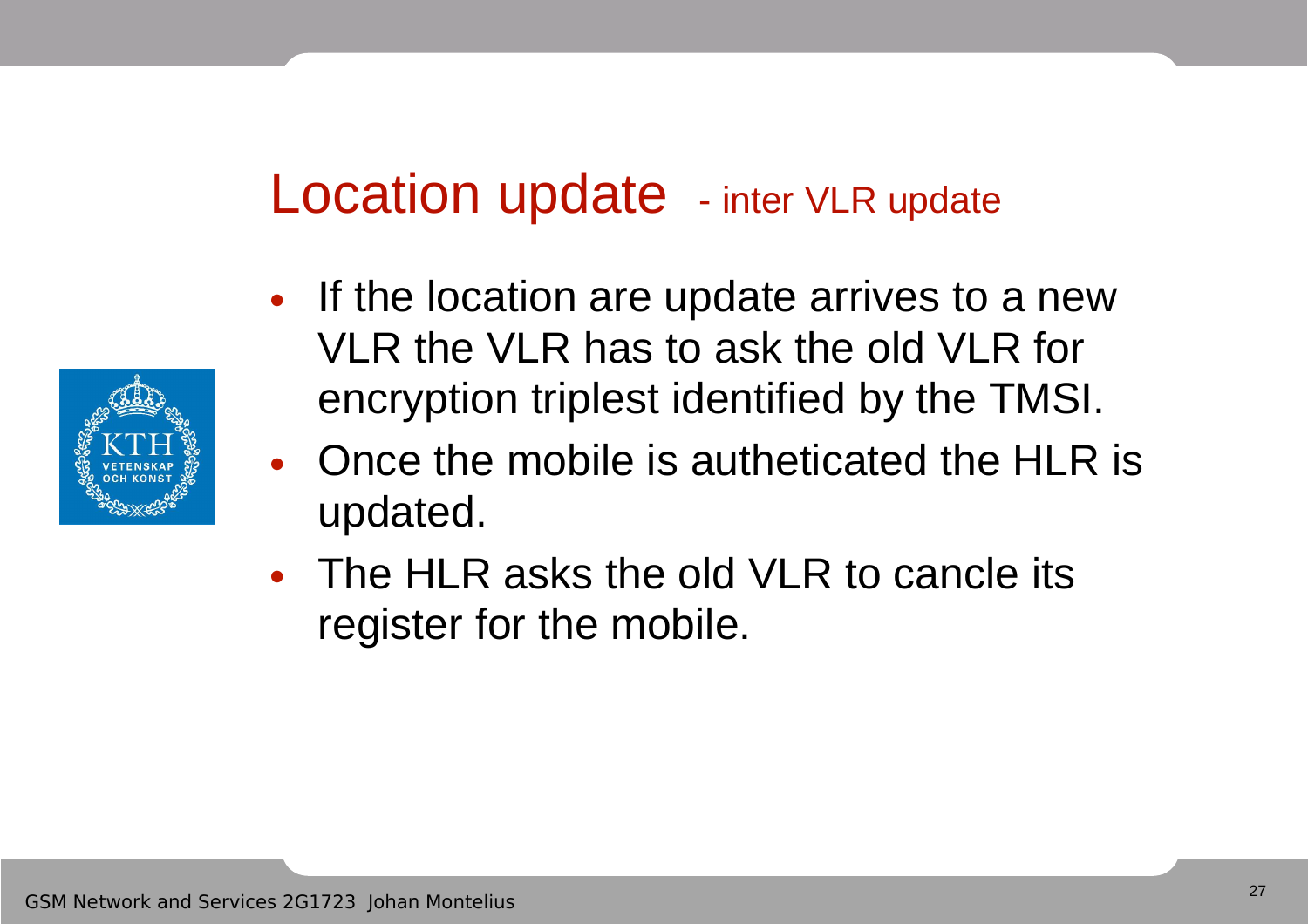# Location update - inter VLR update

- If the location are update arrives to a new VLR the VLR has to ask the old VLR for encryption triplest identified by the TMSI.
- Once the mobile is autheticated the HLR is updated.
- The HLR asks the old VLR to cancle its register for the mobile.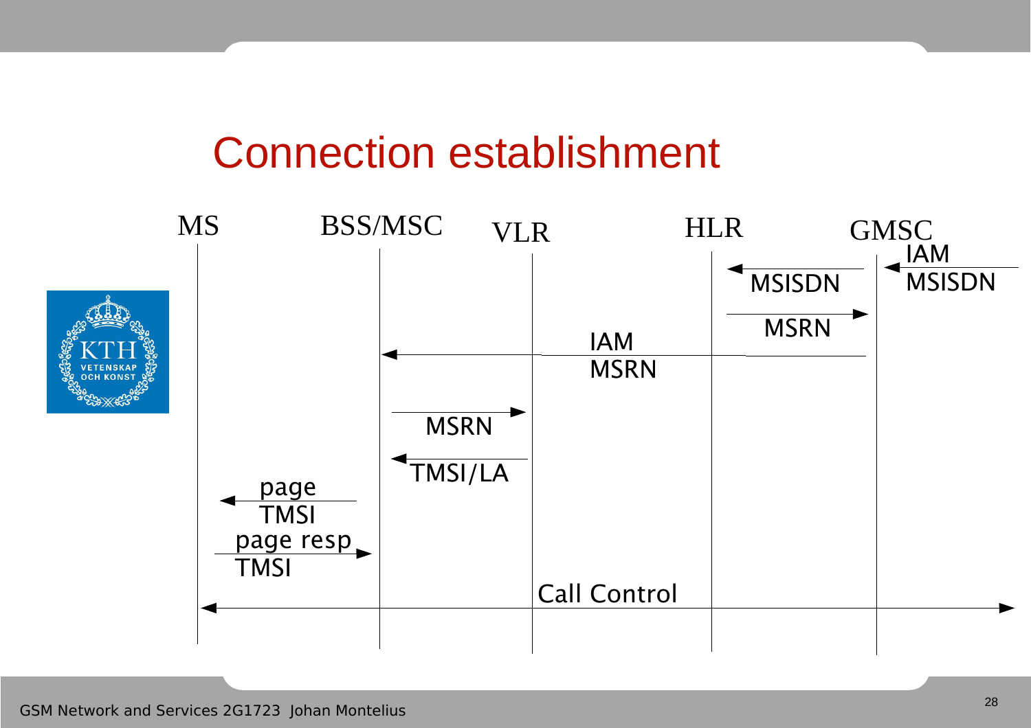# Connection establishment

MS | BSS/MSC | VLR | HLR | GMSC

- → GMSC: IAM MSISDN
- GMSC → HLR: MSISDN
- HLR → GMSC: MSRN
- GMSC → BSS/MSC: IAM MSRN
- BSS/MSC → VLR: MSRN
- VLR → BSS/MSC: TMSI/LA
- BSS/MSC → MS: page TMSI
- MS → BSS/MSC: page resp TMSI
- MS ↔ GMSC: Call Control

GSM Network and Services 2G1723 Johan Montelius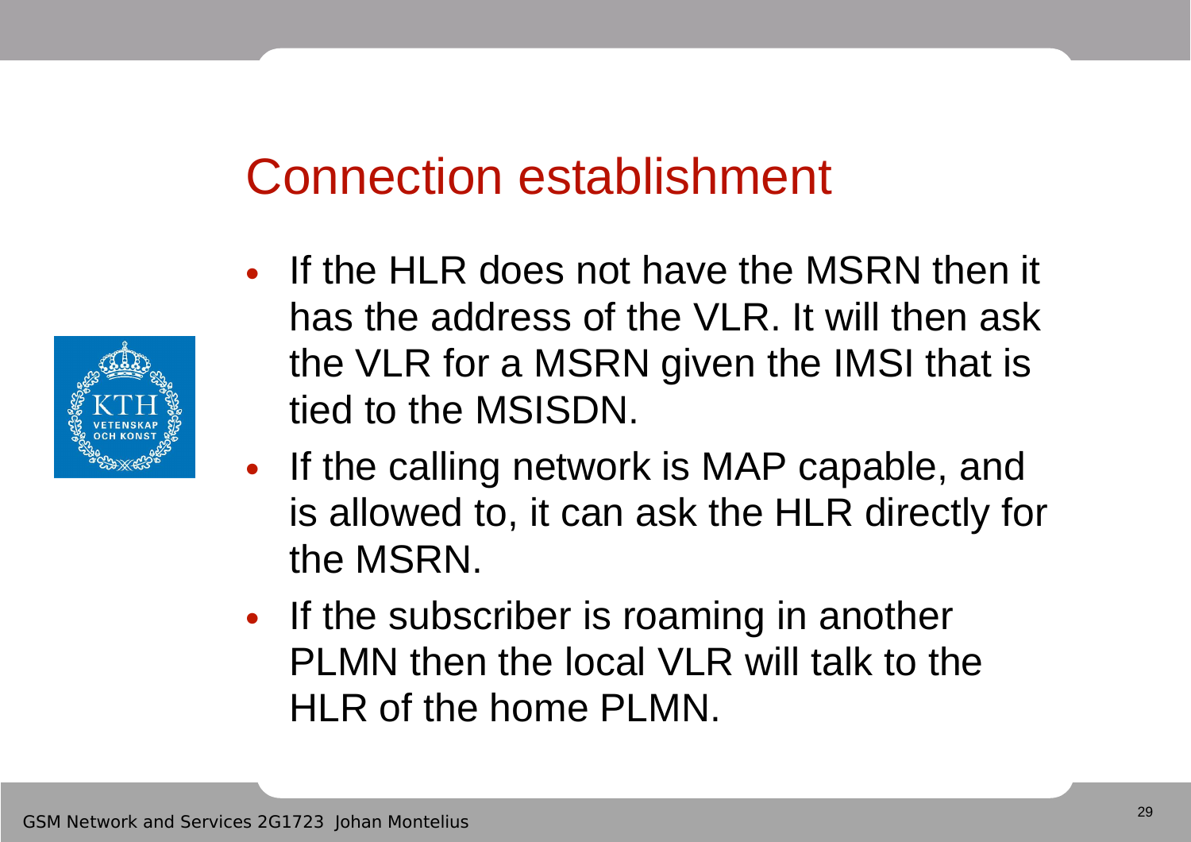# Connection establishment

- If the HLR does not have the MSRN then it has the address of the VLR. It will then ask the VLR for a MSRN given the IMSI that is tied to the MSISDN.
- If the calling network is MAP capable, and is allowed to, it can ask the HLR directly for the MSRN.
- If the subscriber is roaming in another PLMN then the local VLR will talk to the HLR of the home PLMN.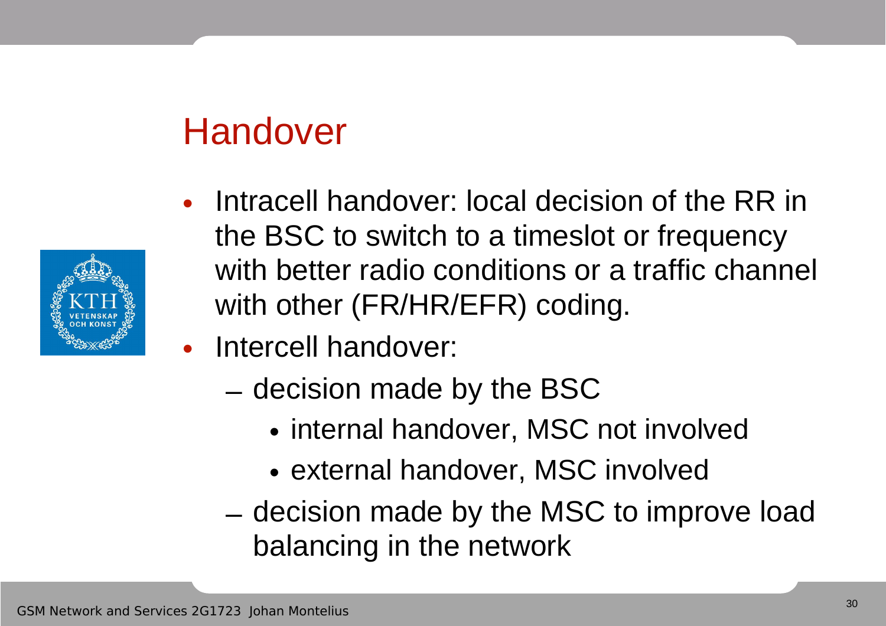# Handover

- Intracell handover: local decision of the RR in the BSC to switch to a timeslot or frequency with better radio conditions or a traffic channel with other (FR/HR/EFR) coding.
- Intercell handover:
  - decision made by the BSC
    - internal handover, MSC not involved
    - external handover, MSC involved
  - decision made by the MSC to improve load balancing in the network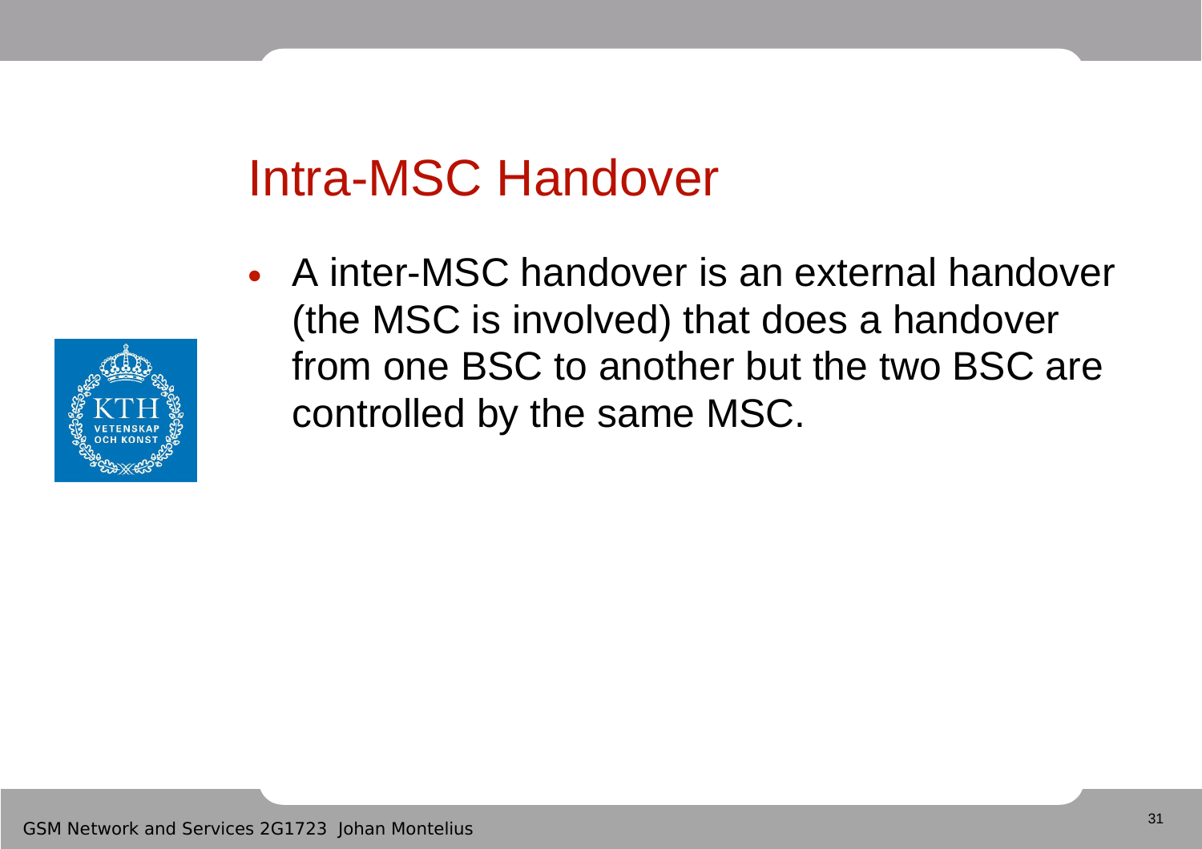# Intra-MSC Handover

- A inter-MSC handover is an external handover (the MSC is involved) that does a handover from one BSC to another but the two BSC are controlled by the same MSC.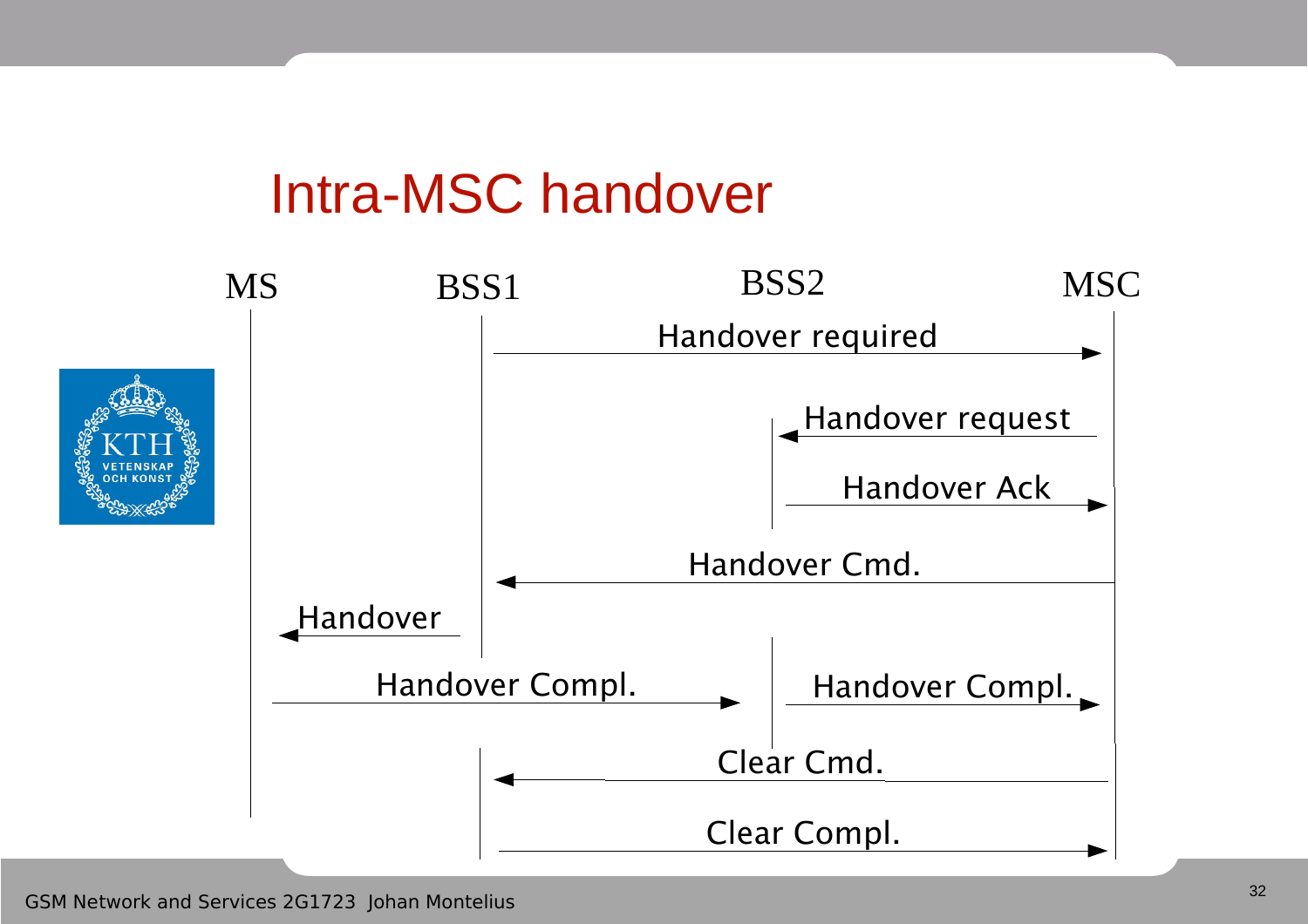# Intra-MSC handover

MS | BSS1 | BSS2 | MSC

- Handover required (BSS1 → MSC)
- Handover request (MSC → BSS2)
- Handover Ack (BSS2 → MSC)
- Handover Cmd. (MSC → BSS1)
- Handover (BSS1 → MS)
- Handover Compl. (MS → BSS2)
- Handover Compl. (BSS2 → MSC)
- Clear Cmd. (MSC → BSS1)
- Clear Compl. (BSS1 → MSC)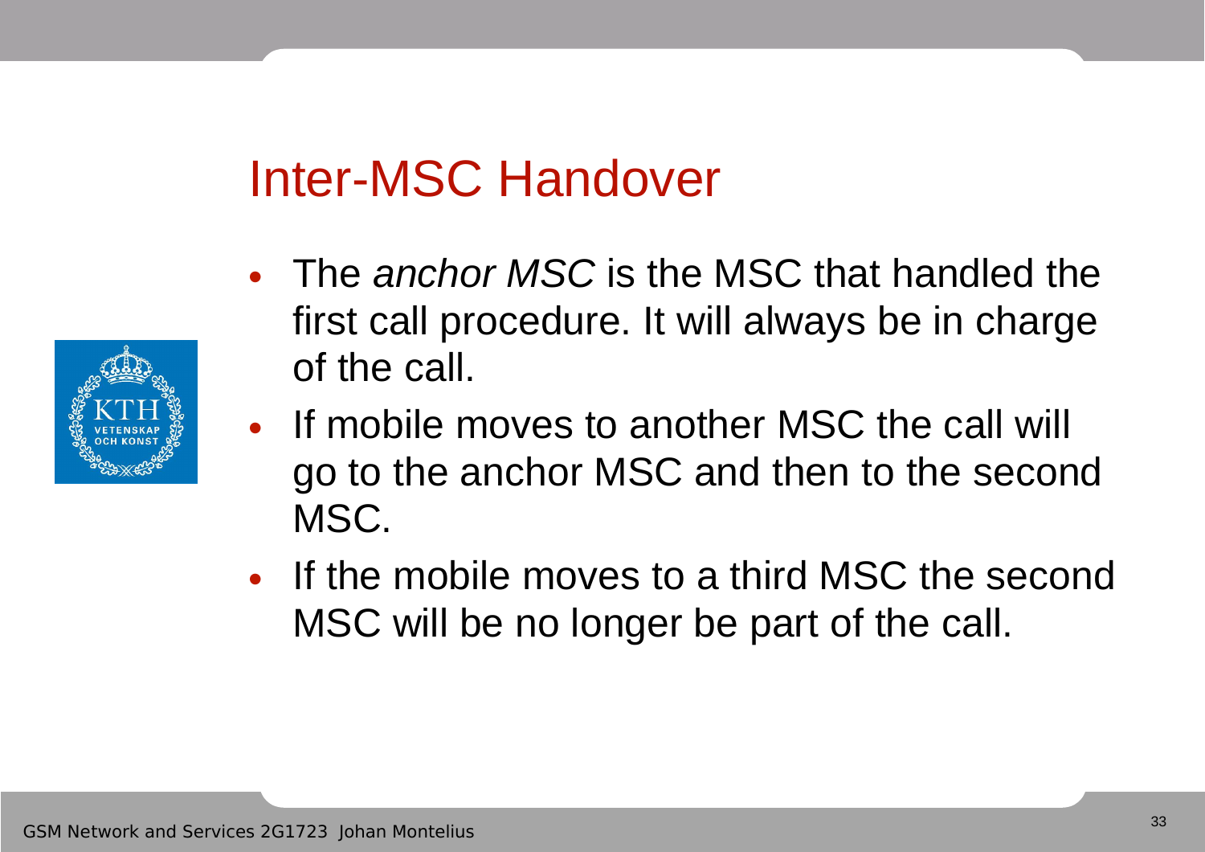# Inter-MSC Handover

- The *anchor MSC* is the MSC that handled the first call procedure. It will always be in charge of the call.
- If mobile moves to another MSC the call will go to the anchor MSC and then to the second MSC.
- If the mobile moves to a third MSC the second MSC will be no longer be part of the call.